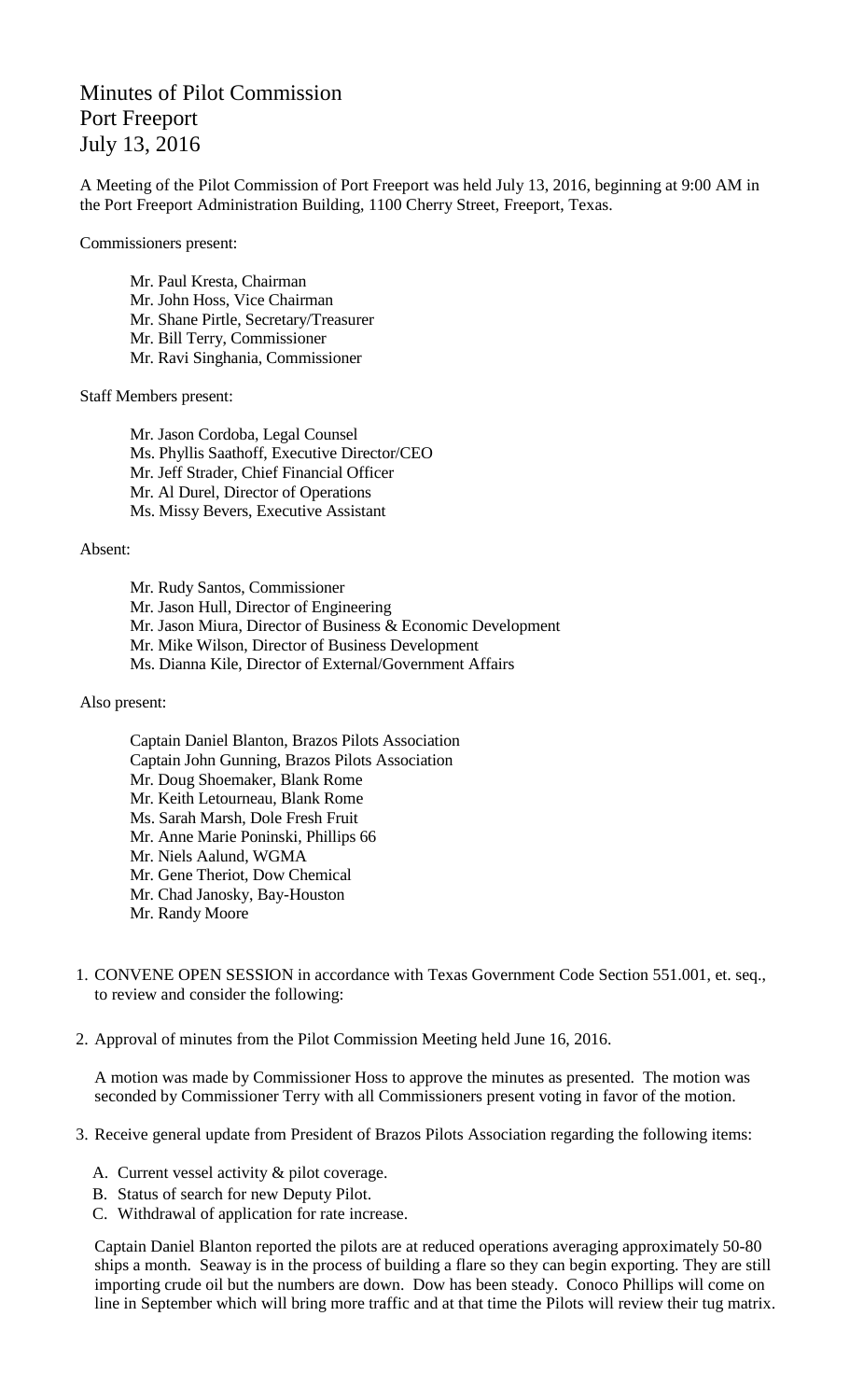# Minutes of Pilot Commission
# Port Freeport
# July 13, 2016

A Meeting of the Pilot Commission of Port Freeport was held July 13, 2016, beginning at 9:00 AM in the Port Freeport Administration Building, 1100 Cherry Street, Freeport, Texas.

Commissioners present:

Mr. Paul Kresta, Chairman
Mr. John Hoss, Vice Chairman
Mr. Shane Pirtle, Secretary/Treasurer
Mr. Bill Terry, Commissioner
Mr. Ravi Singhania, Commissioner

Staff Members present:

Mr. Jason Cordoba, Legal Counsel
Ms. Phyllis Saathoff, Executive Director/CEO
Mr. Jeff Strader, Chief Financial Officer
Mr. Al Durel, Director of Operations
Ms. Missy Bevers, Executive Assistant

Absent:

Mr. Rudy Santos, Commissioner
Mr. Jason Hull, Director of Engineering
Mr. Jason Miura, Director of Business & Economic Development
Mr. Mike Wilson, Director of Business Development
Ms. Dianna Kile, Director of External/Government Affairs

Also present:

Captain Daniel Blanton, Brazos Pilots Association
Captain John Gunning, Brazos Pilots Association
Mr. Doug Shoemaker, Blank Rome
Mr. Keith Letourneau, Blank Rome
Ms. Sarah Marsh, Dole Fresh Fruit
Mr. Anne Marie Poninski, Phillips 66
Mr. Niels Aalund, WGMA
Mr. Gene Theriot, Dow Chemical
Mr. Chad Janosky, Bay-Houston
Mr. Randy Moore

1. CONVENE OPEN SESSION in accordance with Texas Government Code Section 551.001, et. seq., to review and consider the following:

2. Approval of minutes from the Pilot Commission Meeting held June 16, 2016.

   A motion was made by Commissioner Hoss to approve the minutes as presented. The motion was seconded by Commissioner Terry with all Commissioners present voting in favor of the motion.

3. Receive general update from President of Brazos Pilots Association regarding the following items:

   A. Current vessel activity & pilot coverage.
   B. Status of search for new Deputy Pilot.
   C. Withdrawal of application for rate increase.

   Captain Daniel Blanton reported the pilots are at reduced operations averaging approximately 50-80 ships a month. Seaway is in the process of building a flare so they can begin exporting. They are still importing crude oil but the numbers are down. Dow has been steady. Conoco Phillips will come on line in September which will bring more traffic and at that time the Pilots will review their tug matrix.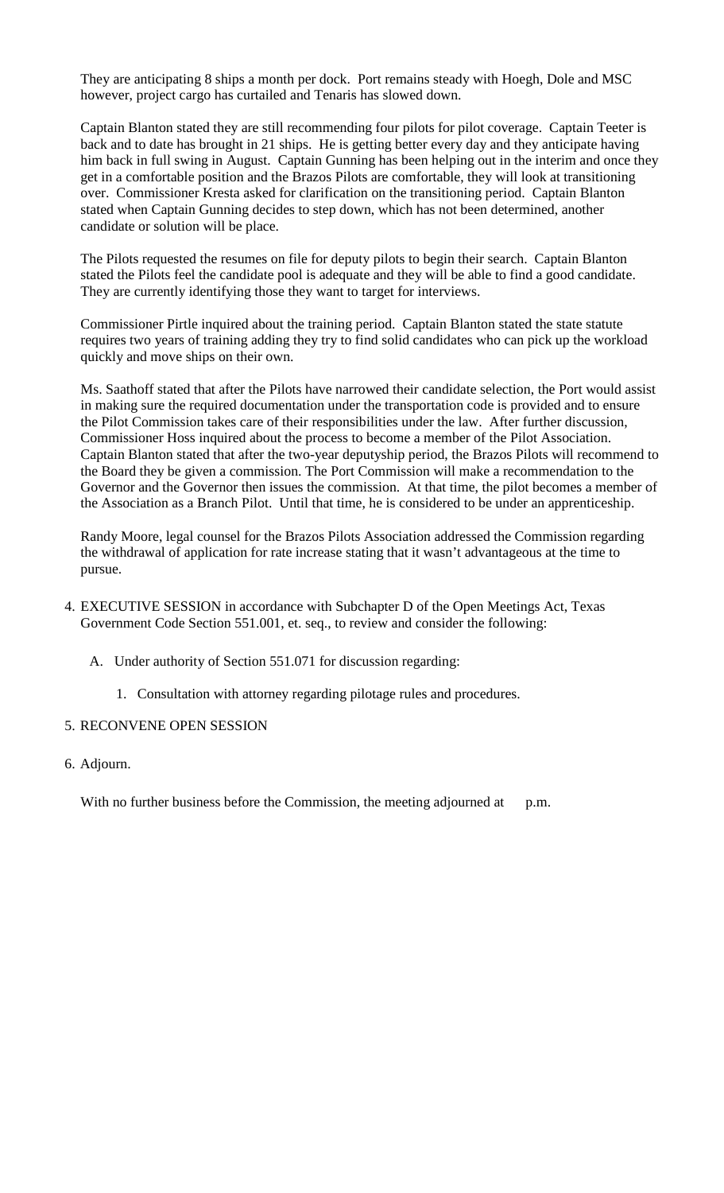They are anticipating 8 ships a month per dock. Port remains steady with Hoegh, Dole and MSC however, project cargo has curtailed and Tenaris has slowed down.

Captain Blanton stated they are still recommending four pilots for pilot coverage. Captain Teeter is back and to date has brought in 21 ships. He is getting better every day and they anticipate having him back in full swing in August. Captain Gunning has been helping out in the interim and once they get in a comfortable position and the Brazos Pilots are comfortable, they will look at transitioning over. Commissioner Kresta asked for clarification on the transitioning period. Captain Blanton stated when Captain Gunning decides to step down, which has not been determined, another candidate or solution will be place.

The Pilots requested the resumes on file for deputy pilots to begin their search. Captain Blanton stated the Pilots feel the candidate pool is adequate and they will be able to find a good candidate. They are currently identifying those they want to target for interviews.

Commissioner Pirtle inquired about the training period. Captain Blanton stated the state statute requires two years of training adding they try to find solid candidates who can pick up the workload quickly and move ships on their own.

Ms. Saathoff stated that after the Pilots have narrowed their candidate selection, the Port would assist in making sure the required documentation under the transportation code is provided and to ensure the Pilot Commission takes care of their responsibilities under the law. After further discussion, Commissioner Hoss inquired about the process to become a member of the Pilot Association. Captain Blanton stated that after the two-year deputyship period, the Brazos Pilots will recommend to the Board they be given a commission. The Port Commission will make a recommendation to the Governor and the Governor then issues the commission. At that time, the pilot becomes a member of the Association as a Branch Pilot. Until that time, he is considered to be under an apprenticeship.

Randy Moore, legal counsel for the Brazos Pilots Association addressed the Commission regarding the withdrawal of application for rate increase stating that it wasn't advantageous at the time to pursue.

4. EXECUTIVE SESSION in accordance with Subchapter D of the Open Meetings Act, Texas Government Code Section 551.001, et. seq., to review and consider the following:

   A. Under authority of Section 551.071 for discussion regarding:

      1. Consultation with attorney regarding pilotage rules and procedures.

5. RECONVENE OPEN SESSION

6. Adjourn.

With no further business before the Commission, the meeting adjourned at p.m.